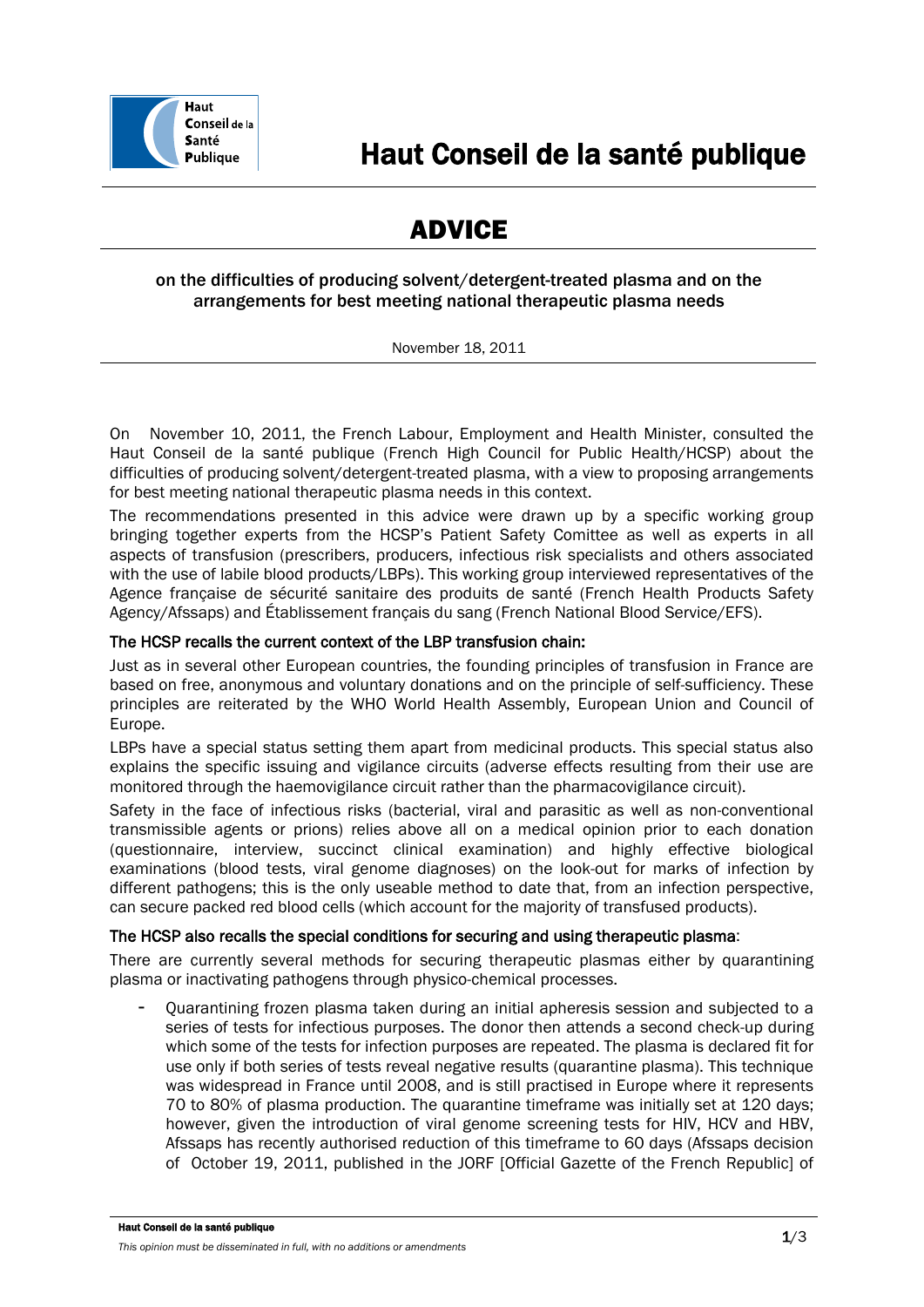# Haut Conseil de la santé publique

## ADVICE

### on the difficulties of producing solvent/detergent-treated plasma and on the arrangements for best meeting national therapeutic plasma needs

November 18, 2011

On November 10, 2011, the French Labour, Employment and Health Minister, consulted the Haut Conseil de la santé publique (French High Council for Public Health/HCSP) about the difficulties of producing solvent/detergent-treated plasma, with a view to proposing arrangements for best meeting national therapeutic plasma needs in this context.

The recommendations presented in this advice were drawn up by a specific working group bringing together experts from the HCSP's Patient Safety Comittee as well as experts in all aspects of transfusion (prescribers, producers, infectious risk specialists and others associated with the use of labile blood products/LBPs). This working group interviewed representatives of the Agence française de sécurité sanitaire des produits de santé (French Health Products Safety Agency/Afssaps) and Établissement français du sang (French National Blood Service/EFS).

**The HCSP recalls the current context of the LBP transfusion chain:**

Just as in several other European countries, the founding principles of transfusion in France are based on free, anonymous and voluntary donations and on the principle of self-sufficiency. These principles are reiterated by the WHO World Health Assembly, European Union and Council of Europe.

LBPs have a special status setting them apart from medicinal products. This special status also explains the specific issuing and vigilance circuits (adverse effects resulting from their use are monitored through the haemovigilance circuit rather than the pharmacovigilance circuit).

Safety in the face of infectious risks (bacterial, viral and parasitic as well as non-conventional transmissible agents or prions) relies above all on a medical opinion prior to each donation (questionnaire, interview, succinct clinical examination) and highly effective biological examinations (blood tests, viral genome diagnoses) on the look-out for marks of infection by different pathogens; this is the only useable method to date that, from an infection perspective, can secure packed red blood cells (which account for the majority of transfused products).

**The HCSP also recalls the special conditions for securing and using therapeutic plasma**:

There are currently several methods for securing therapeutic plasmas either by quarantining plasma or inactivating pathogens through physico-chemical processes.

- Quarantining frozen plasma taken during an initial apheresis session and subjected to a series of tests for infectious purposes. The donor then attends a second check-up during which some of the tests for infection purposes are repeated. The plasma is declared fit for use only if both series of tests reveal negative results (quarantine plasma). This technique was widespread in France until 2008, and is still practised in Europe where it represents 70 to 80% of plasma production. The quarantine timeframe was initially set at 120 days; however, given the introduction of viral genome screening tests for HIV, HCV and HBV, Afssaps has recently authorised reduction of this timeframe to 60 days (Afssaps decision of October 19, 2011, published in the JORF [Official Gazette of the French Republic] of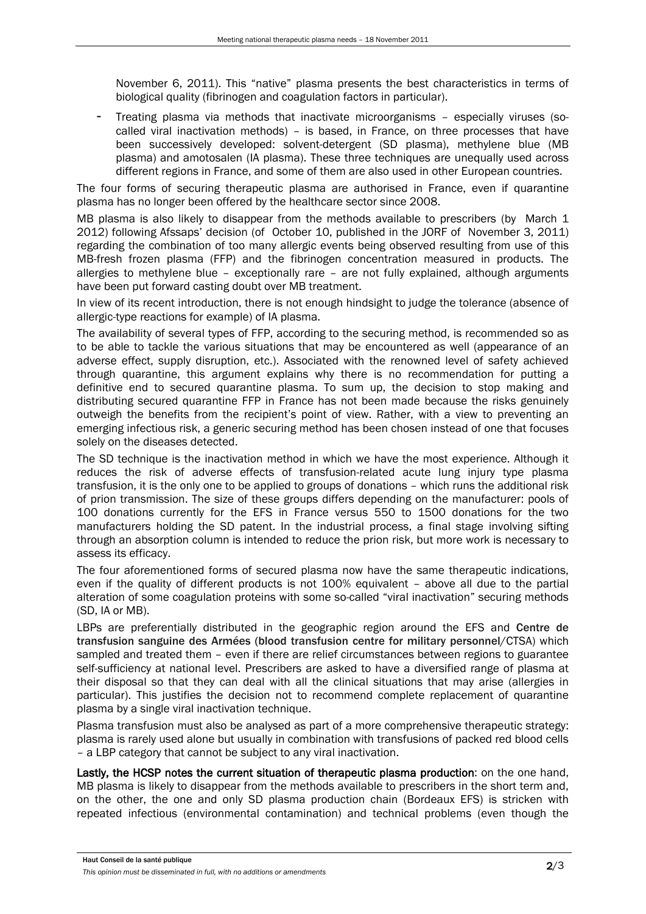November 6, 2011). This "native" plasma presents the best characteristics in terms of biological quality (fibrinogen and coagulation factors in particular).

- Treating plasma via methods that inactivate microorganisms – especially viruses (so-called viral inactivation methods) – is based, in France, on three processes that have been successively developed: solvent-detergent (SD plasma), methylene blue (MB plasma) and amotosalen (IA plasma). These three techniques are unequally used across different regions in France, and some of them are also used in other European countries.

The four forms of securing therapeutic plasma are authorised in France, even if quarantine plasma has no longer been offered by the healthcare sector since 2008.

MB plasma is also likely to disappear from the methods available to prescribers (by March 1 2012) following Afssaps' decision (of October 10, published in the JORF of November 3, 2011) regarding the combination of too many allergic events being observed resulting from use of this MB-fresh frozen plasma (FFP) and the fibrinogen concentration measured in products. The allergies to methylene blue – exceptionally rare – are not fully explained, although arguments have been put forward casting doubt over MB treatment.

In view of its recent introduction, there is not enough hindsight to judge the tolerance (absence of allergic-type reactions for example) of IA plasma.

The availability of several types of FFP, according to the securing method, is recommended so as to be able to tackle the various situations that may be encountered as well (appearance of an adverse effect, supply disruption, etc.). Associated with the renowned level of safety achieved through quarantine, this argument explains why there is no recommendation for putting a definitive end to secured quarantine plasma. To sum up, the decision to stop making and distributing secured quarantine FFP in France has not been made because the risks genuinely outweigh the benefits from the recipient's point of view. Rather, with a view to preventing an emerging infectious risk, a generic securing method has been chosen instead of one that focuses solely on the diseases detected.

The SD technique is the inactivation method in which we have the most experience. Although it reduces the risk of adverse effects of transfusion-related acute lung injury type plasma transfusion, it is the only one to be applied to groups of donations – which runs the additional risk of prion transmission. The size of these groups differs depending on the manufacturer: pools of 100 donations currently for the EFS in France versus 550 to 1500 donations for the two manufacturers holding the SD patent. In the industrial process, a final stage involving sifting through an absorption column is intended to reduce the prion risk, but more work is necessary to assess its efficacy.

The four aforementioned forms of secured plasma now have the same therapeutic indications, even if the quality of different products is not 100% equivalent – above all due to the partial alteration of some coagulation proteins with some so-called "viral inactivation" securing methods (SD, IA or MB).

LBPs are preferentially distributed in the geographic region around the EFS and **Centre de transfusion sanguine des Armées** (**blood transfusion centre for military personnel**/CTSA) which sampled and treated them – even if there are relief circumstances between regions to guarantee self-sufficiency at national level. Prescribers are asked to have a diversified range of plasma at their disposal so that they can deal with all the clinical situations that may arise (allergies in particular). This justifies the decision not to recommend complete replacement of quarantine plasma by a single viral inactivation technique.

Plasma transfusion must also be analysed as part of a more comprehensive therapeutic strategy: plasma is rarely used alone but usually in combination with transfusions of packed red blood cells – a LBP category that cannot be subject to any viral inactivation.

**Lastly, the HCSP notes the current situation of therapeutic plasma production**: on the one hand, MB plasma is likely to disappear from the methods available to prescribers in the short term and, on the other, the one and only SD plasma production chain (Bordeaux EFS) is stricken with repeated infectious (environmental contamination) and technical problems (even though the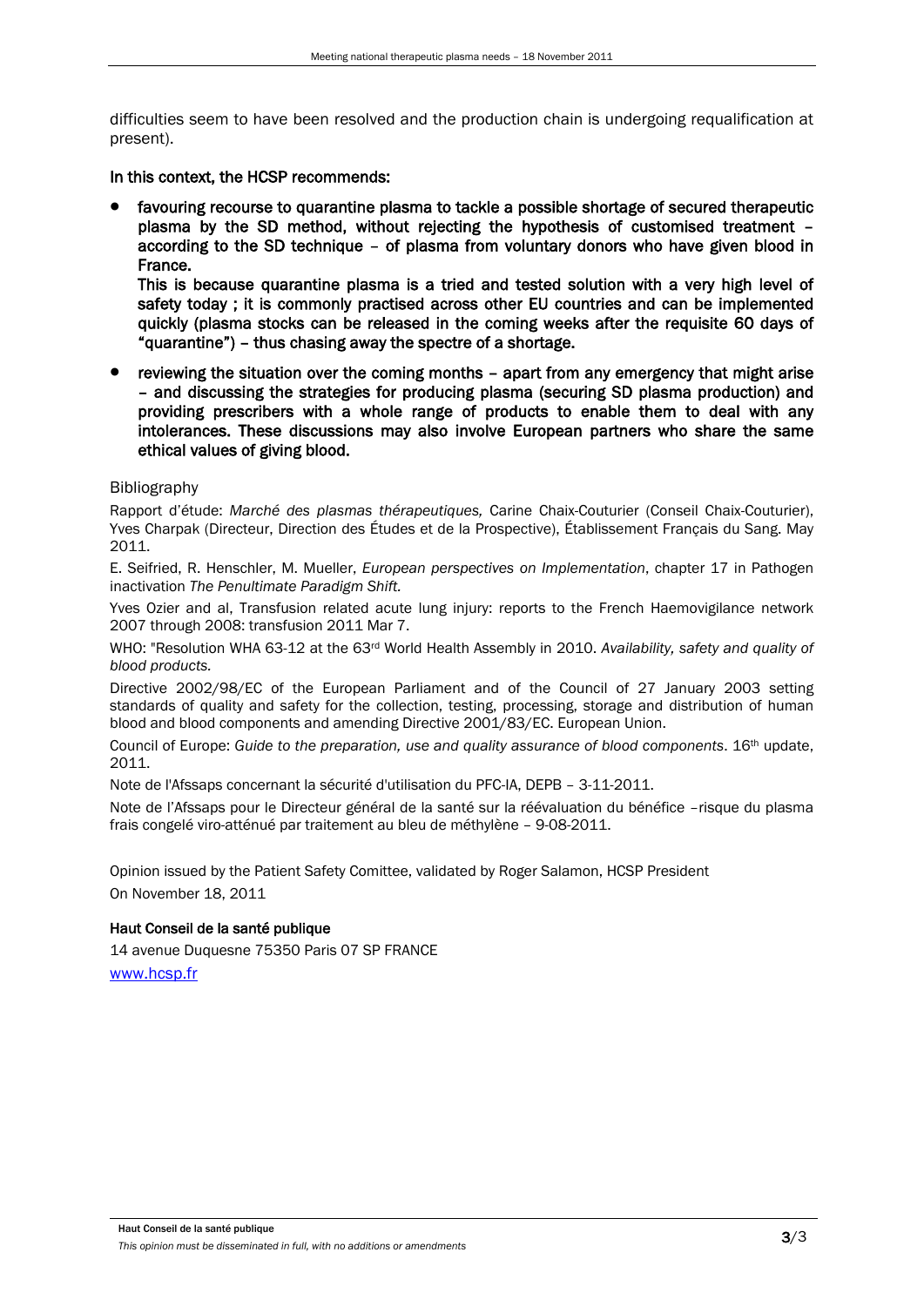difficulties seem to have been resolved and the production chain is undergoing requalification at present).

**In this context, the HCSP recommends:**

- **favouring recourse to quarantine plasma to tackle a possible shortage of secured therapeutic plasma by the SD method, without rejecting the hypothesis of customised treatment – according to the SD technique – of plasma from voluntary donors who have given blood in France.**
  **This is because quarantine plasma is a tried and tested solution with a very high level of safety today ; it is commonly practised across other EU countries and can be implemented quickly (plasma stocks can be released in the coming weeks after the requisite 60 days of "quarantine") – thus chasing away the spectre of a shortage.**
- **reviewing the situation over the coming months – apart from any emergency that might arise – and discussing the strategies for producing plasma (securing SD plasma production) and providing prescribers with a whole range of products to enable them to deal with any intolerances. These discussions may also involve European partners who share the same ethical values of giving blood.**

Bibliography

Rapport d'étude: *Marché des plasmas thérapeutiques,* Carine Chaix-Couturier (Conseil Chaix-Couturier), Yves Charpak (Directeur, Direction des Études et de la Prospective), Établissement Français du Sang. May 2011.

E. Seifried, R. Henschler, M. Mueller, *European perspectives on Implementation*, chapter 17 in Pathogen inactivation *The Penultimate Paradigm Shift.*

Yves Ozier and al, Transfusion related acute lung injury: reports to the French Haemovigilance network 2007 through 2008: transfusion 2011 Mar 7.

WHO: "Resolution WHA 63-12 at the 63rd World Health Assembly in 2010. *Availability, safety and quality of blood products.*

Directive 2002/98/EC of the European Parliament and of the Council of 27 January 2003 setting standards of quality and safety for the collection, testing, processing, storage and distribution of human blood and blood components and amending Directive 2001/83/EC. European Union.

Council of Europe: *Guide to the preparation, use and quality assurance of blood components*. 16th update, 2011.

Note de l'Afssaps concernant la sécurité d'utilisation du PFC-IA, DEPB – 3-11-2011.

Note de l'Afssaps pour le Directeur général de la santé sur la réévaluation du bénéfice –risque du plasma frais congelé viro-atténué par traitement au bleu de méthylène – 9-08-2011.

Opinion issued by the Patient Safety Comittee, validated by Roger Salamon, HCSP President

On November 18, 2011

**Haut Conseil de la santé publique**

14 avenue Duquesne 75350 Paris 07 SP FRANCE

www.hcsp.fr

*This opinion must be disseminated in full, with no additions or amendments*